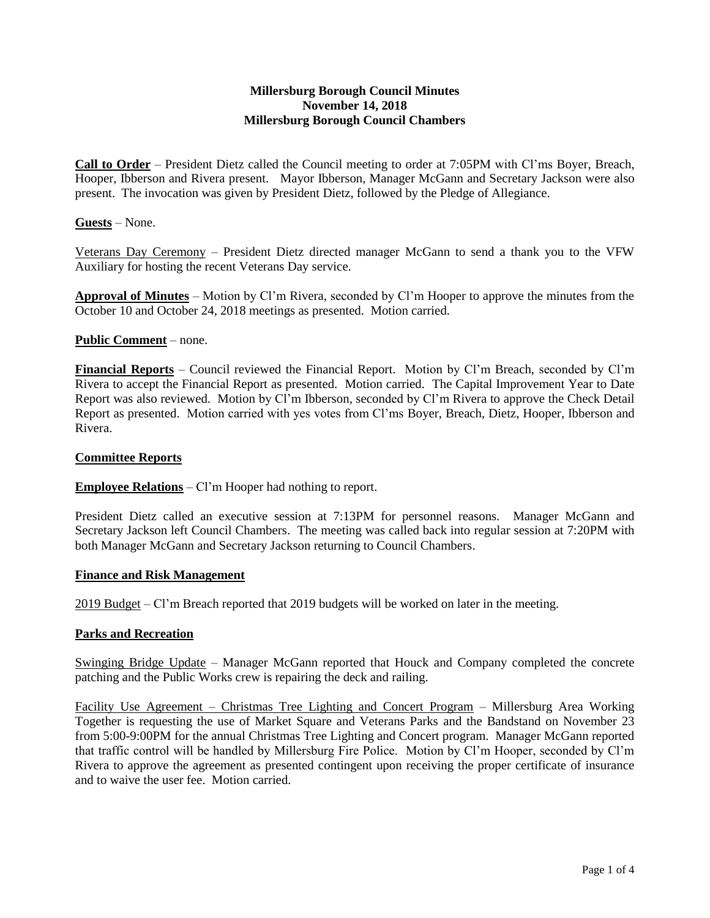**Millersburg Borough Council Minutes**
**November 14, 2018**
**Millersburg Borough Council Chambers**

**Call to Order** – President Dietz called the Council meeting to order at 7:05PM with Cl'ms Boyer, Breach, Hooper, Ibberson and Rivera present. Mayor Ibberson, Manager McGann and Secretary Jackson were also present. The invocation was given by President Dietz, followed by the Pledge of Allegiance.

**Guests** – None.

Veterans Day Ceremony – President Dietz directed manager McGann to send a thank you to the VFW Auxiliary for hosting the recent Veterans Day service.

**Approval of Minutes** – Motion by Cl'm Rivera, seconded by Cl'm Hooper to approve the minutes from the October 10 and October 24, 2018 meetings as presented. Motion carried.

**Public Comment** – none.

**Financial Reports** – Council reviewed the Financial Report. Motion by Cl'm Breach, seconded by Cl'm Rivera to accept the Financial Report as presented. Motion carried. The Capital Improvement Year to Date Report was also reviewed. Motion by Cl'm Ibberson, seconded by Cl'm Rivera to approve the Check Detail Report as presented. Motion carried with yes votes from Cl'ms Boyer, Breach, Dietz, Hooper, Ibberson and Rivera.

**Committee Reports**

**Employee Relations** – Cl'm Hooper had nothing to report.

President Dietz called an executive session at 7:13PM for personnel reasons. Manager McGann and Secretary Jackson left Council Chambers. The meeting was called back into regular session at 7:20PM with both Manager McGann and Secretary Jackson returning to Council Chambers.

**Finance and Risk Management**

2019 Budget – Cl'm Breach reported that 2019 budgets will be worked on later in the meeting.

**Parks and Recreation**

Swinging Bridge Update – Manager McGann reported that Houck and Company completed the concrete patching and the Public Works crew is repairing the deck and railing.

Facility Use Agreement – Christmas Tree Lighting and Concert Program – Millersburg Area Working Together is requesting the use of Market Square and Veterans Parks and the Bandstand on November 23 from 5:00-9:00PM for the annual Christmas Tree Lighting and Concert program. Manager McGann reported that traffic control will be handled by Millersburg Fire Police. Motion by Cl'm Hooper, seconded by Cl'm Rivera to approve the agreement as presented contingent upon receiving the proper certificate of insurance and to waive the user fee. Motion carried.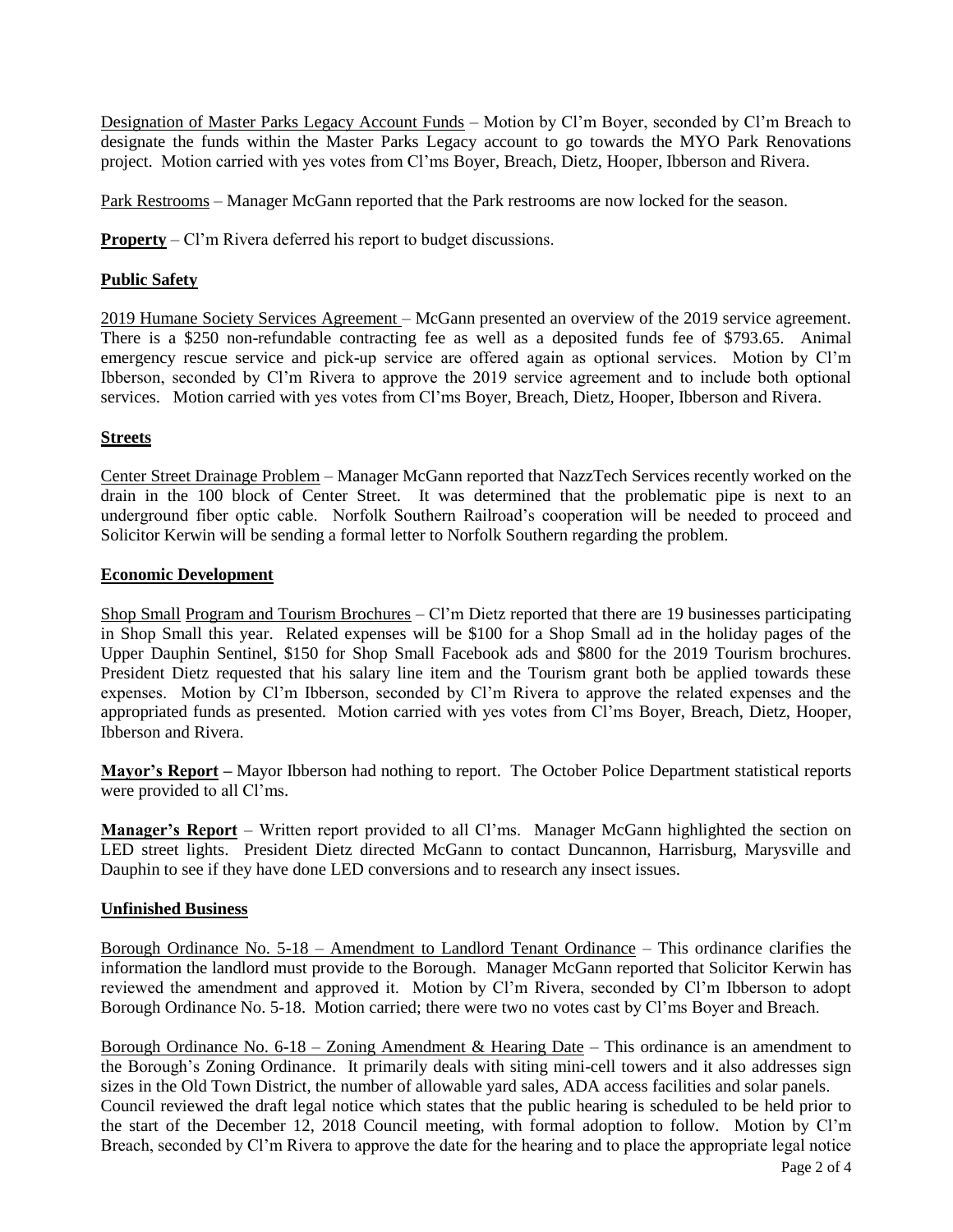Designation of Master Parks Legacy Account Funds – Motion by Cl'm Boyer, seconded by Cl'm Breach to designate the funds within the Master Parks Legacy account to go towards the MYO Park Renovations project. Motion carried with yes votes from Cl'ms Boyer, Breach, Dietz, Hooper, Ibberson and Rivera.

Park Restrooms – Manager McGann reported that the Park restrooms are now locked for the season.

**Property** – Cl'm Rivera deferred his report to budget discussions.

**Public Safety**

2019 Humane Society Services Agreement – McGann presented an overview of the 2019 service agreement. There is a $250 non-refundable contracting fee as well as a deposited funds fee of $793.65. Animal emergency rescue service and pick-up service are offered again as optional services. Motion by Cl'm Ibberson, seconded by Cl'm Rivera to approve the 2019 service agreement and to include both optional services. Motion carried with yes votes from Cl'ms Boyer, Breach, Dietz, Hooper, Ibberson and Rivera.

**Streets**

Center Street Drainage Problem – Manager McGann reported that NazzTech Services recently worked on the drain in the 100 block of Center Street. It was determined that the problematic pipe is next to an underground fiber optic cable. Norfolk Southern Railroad's cooperation will be needed to proceed and Solicitor Kerwin will be sending a formal letter to Norfolk Southern regarding the problem.

**Economic Development**

Shop Small Program and Tourism Brochures – Cl'm Dietz reported that there are 19 businesses participating in Shop Small this year. Related expenses will be $100 for a Shop Small ad in the holiday pages of the Upper Dauphin Sentinel, $150 for Shop Small Facebook ads and $800 for the 2019 Tourism brochures. President Dietz requested that his salary line item and the Tourism grant both be applied towards these expenses. Motion by Cl'm Ibberson, seconded by Cl'm Rivera to approve the related expenses and the appropriated funds as presented. Motion carried with yes votes from Cl'ms Boyer, Breach, Dietz, Hooper, Ibberson and Rivera.

**Mayor's Report –** Mayor Ibberson had nothing to report. The October Police Department statistical reports were provided to all Cl'ms.

**Manager's Report** – Written report provided to all Cl'ms. Manager McGann highlighted the section on LED street lights. President Dietz directed McGann to contact Duncannon, Harrisburg, Marysville and Dauphin to see if they have done LED conversions and to research any insect issues.

**Unfinished Business**

Borough Ordinance No. 5-18 – Amendment to Landlord Tenant Ordinance – This ordinance clarifies the information the landlord must provide to the Borough. Manager McGann reported that Solicitor Kerwin has reviewed the amendment and approved it. Motion by Cl'm Rivera, seconded by Cl'm Ibberson to adopt Borough Ordinance No. 5-18. Motion carried; there were two no votes cast by Cl'ms Boyer and Breach.

Borough Ordinance No. 6-18 – Zoning Amendment & Hearing Date – This ordinance is an amendment to the Borough's Zoning Ordinance. It primarily deals with siting mini-cell towers and it also addresses sign sizes in the Old Town District, the number of allowable yard sales, ADA access facilities and solar panels. Council reviewed the draft legal notice which states that the public hearing is scheduled to be held prior to the start of the December 12, 2018 Council meeting, with formal adoption to follow. Motion by Cl'm Breach, seconded by Cl'm Rivera to approve the date for the hearing and to place the appropriate legal notice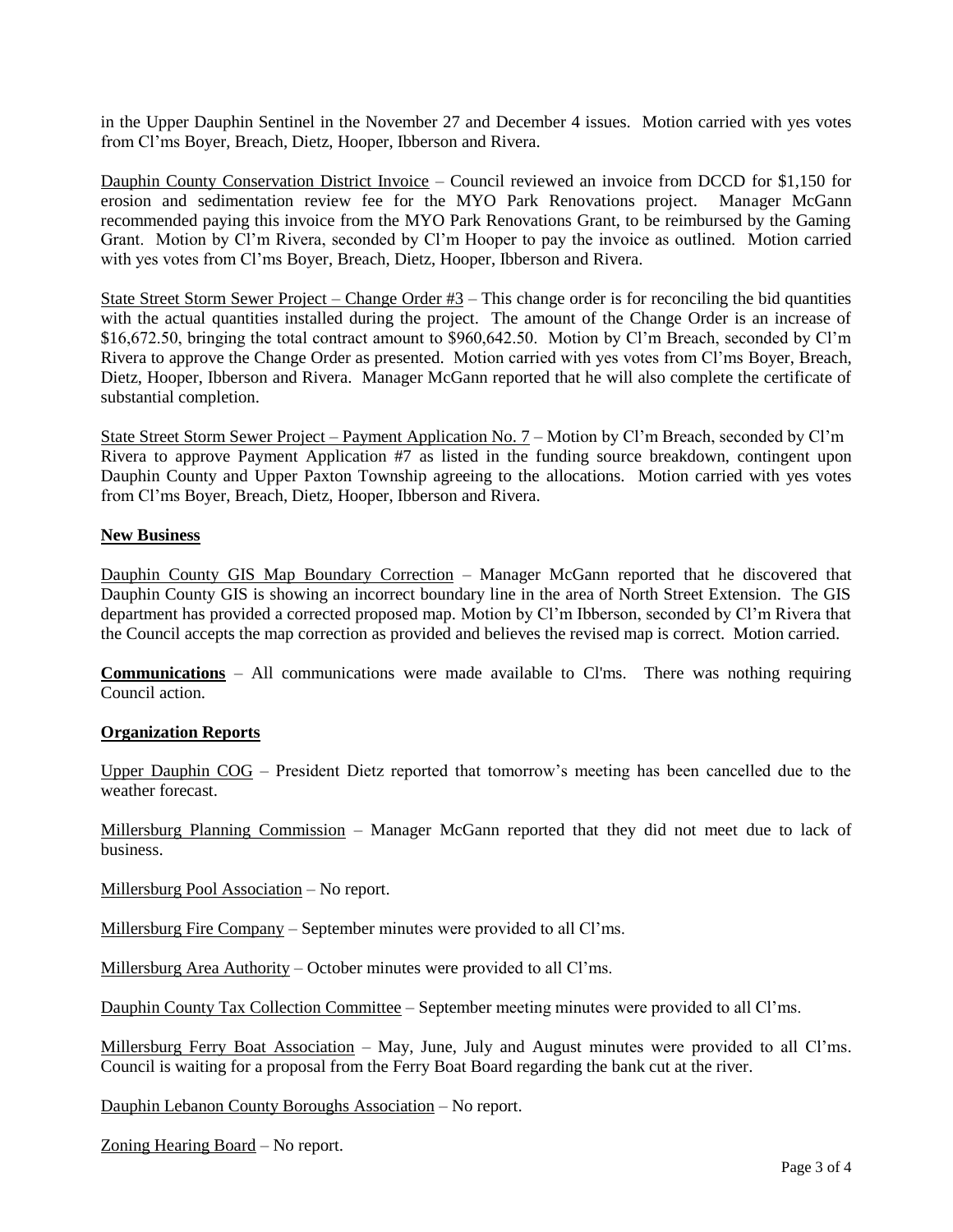in the Upper Dauphin Sentinel in the November 27 and December 4 issues. Motion carried with yes votes from Cl'ms Boyer, Breach, Dietz, Hooper, Ibberson and Rivera.

Dauphin County Conservation District Invoice – Council reviewed an invoice from DCCD for $1,150 for erosion and sedimentation review fee for the MYO Park Renovations project. Manager McGann recommended paying this invoice from the MYO Park Renovations Grant, to be reimbursed by the Gaming Grant. Motion by Cl'm Rivera, seconded by Cl'm Hooper to pay the invoice as outlined. Motion carried with yes votes from Cl'ms Boyer, Breach, Dietz, Hooper, Ibberson and Rivera.

State Street Storm Sewer Project – Change Order #3 – This change order is for reconciling the bid quantities with the actual quantities installed during the project. The amount of the Change Order is an increase of $16,672.50, bringing the total contract amount to $960,642.50. Motion by Cl'm Breach, seconded by Cl'm Rivera to approve the Change Order as presented. Motion carried with yes votes from Cl'ms Boyer, Breach, Dietz, Hooper, Ibberson and Rivera. Manager McGann reported that he will also complete the certificate of substantial completion.

State Street Storm Sewer Project – Payment Application No. 7 – Motion by Cl'm Breach, seconded by Cl'm Rivera to approve Payment Application #7 as listed in the funding source breakdown, contingent upon Dauphin County and Upper Paxton Township agreeing to the allocations. Motion carried with yes votes from Cl'ms Boyer, Breach, Dietz, Hooper, Ibberson and Rivera.

**New Business**

Dauphin County GIS Map Boundary Correction – Manager McGann reported that he discovered that Dauphin County GIS is showing an incorrect boundary line in the area of North Street Extension. The GIS department has provided a corrected proposed map. Motion by Cl'm Ibberson, seconded by Cl'm Rivera that the Council accepts the map correction as provided and believes the revised map is correct. Motion carried.

**Communications** – All communications were made available to Cl'ms. There was nothing requiring Council action.

**Organization Reports**

Upper Dauphin COG – President Dietz reported that tomorrow's meeting has been cancelled due to the weather forecast.

Millersburg Planning Commission – Manager McGann reported that they did not meet due to lack of business.

Millersburg Pool Association – No report.

Millersburg Fire Company – September minutes were provided to all Cl'ms.

Millersburg Area Authority – October minutes were provided to all Cl'ms.

Dauphin County Tax Collection Committee – September meeting minutes were provided to all Cl'ms.

Millersburg Ferry Boat Association – May, June, July and August minutes were provided to all Cl'ms. Council is waiting for a proposal from the Ferry Boat Board regarding the bank cut at the river.

Dauphin Lebanon County Boroughs Association – No report.

Zoning Hearing Board – No report.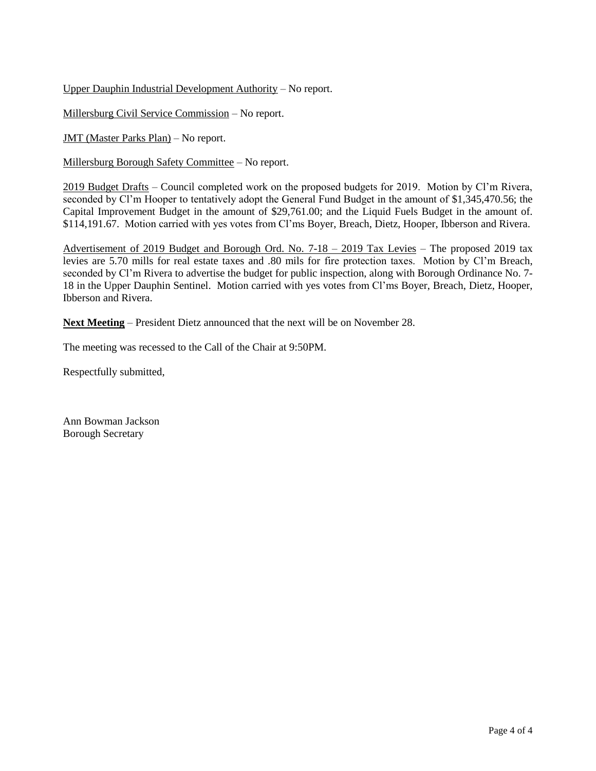Upper Dauphin Industrial Development Authority – No report.

Millersburg Civil Service Commission – No report.

JMT (Master Parks Plan) – No report.

Millersburg Borough Safety Committee – No report.

2019 Budget Drafts – Council completed work on the proposed budgets for 2019. Motion by Cl'm Rivera, seconded by Cl'm Hooper to tentatively adopt the General Fund Budget in the amount of $1,345,470.56; the Capital Improvement Budget in the amount of $29,761.00; and the Liquid Fuels Budget in the amount of. $114,191.67. Motion carried with yes votes from Cl'ms Boyer, Breach, Dietz, Hooper, Ibberson and Rivera.

Advertisement of 2019 Budget and Borough Ord. No. 7-18 – 2019 Tax Levies – The proposed 2019 tax levies are 5.70 mills for real estate taxes and .80 mils for fire protection taxes. Motion by Cl'm Breach, seconded by Cl'm Rivera to advertise the budget for public inspection, along with Borough Ordinance No. 7-18 in the Upper Dauphin Sentinel. Motion carried with yes votes from Cl'ms Boyer, Breach, Dietz, Hooper, Ibberson and Rivera.

**Next Meeting** – President Dietz announced that the next will be on November 28.

The meeting was recessed to the Call of the Chair at 9:50PM.

Respectfully submitted,

Ann Bowman Jackson
Borough Secretary